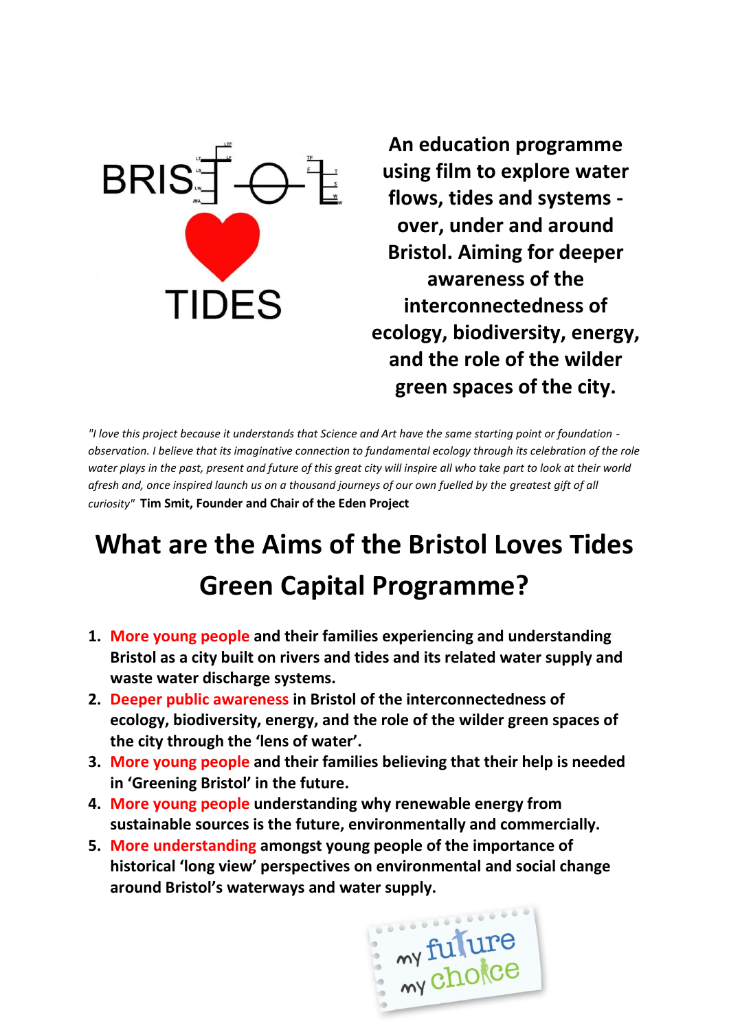BRISTOL

TIDES

**An education programme using film to explore water flows, tides and systems - over, under and around Bristol. Aiming for deeper awareness of the interconnectedness of ecology, biodiversity, energy, and the role of the wilder green spaces of the city.**

*"I love this project because it understands that Science and Art have the same starting point or foundation - observation. I believe that its imaginative connection to fundamental ecology through its celebration of the role water plays in the past, present and future of this great city will inspire all who take part to look at their world afresh and, once inspired launch us on a thousand journeys of our own fuelled by the greatest gift of all curiosity"* **Tim Smit, Founder and Chair of the Eden Project**

# What are the Aims of the Bristol Loves Tides Green Capital Programme?

1. **More young people and their families experiencing and understanding Bristol as a city built on rivers and tides and its related water supply and waste water discharge systems.**
2. **Deeper public awareness in Bristol of the interconnectedness of ecology, biodiversity, energy, and the role of the wilder green spaces of the city through the 'lens of water'.**
3. **More young people and their families believing that their help is needed in 'Greening Bristol' in the future.**
4. **More young people understanding why renewable energy from sustainable sources is the future, environmentally and commercially.**
5. **More understanding amongst young people of the importance of historical 'long view' perspectives on environmental and social change around Bristol's waterways and water supply.**

my future my choice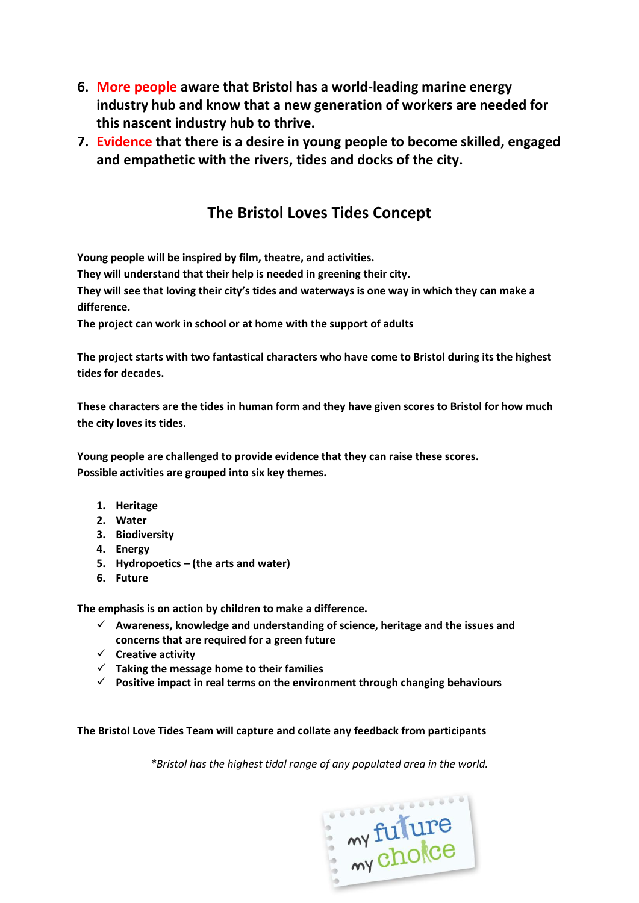6. **More people aware that Bristol has a world-leading marine energy industry hub and know that a new generation of workers are needed for this nascent industry hub to thrive.**
7. **Evidence that there is a desire in young people to become skilled, engaged and empathetic with the rivers, tides and docks of the city.**

## The Bristol Loves Tides Concept

**Young people will be inspired by film, theatre, and activities.**
**They will understand that their help is needed in greening their city.**
**They will see that loving their city's tides and waterways is one way in which they can make a difference.**
**The project can work in school or at home with the support of adults**

**The project starts with two fantastical characters who have come to Bristol during its the highest tides for decades.**

**These characters are the tides in human form and they have given scores to Bristol for how much the city loves its tides.**

**Young people are challenged to provide evidence that they can raise these scores.**
**Possible activities are grouped into six key themes.**

1. **Heritage**
2. **Water**
3. **Biodiversity**
4. **Energy**
5. **Hydropoetics – (the arts and water)**
6. **Future**

**The emphasis is on action by children to make a difference.**

- ✓ **Awareness, knowledge and understanding of science, heritage and the issues and concerns that are required for a green future**
- ✓ **Creative activity**
- ✓ **Taking the message home to their families**
- ✓ **Positive impact in real terms on the environment through changing behaviours**

**The Bristol Love Tides Team will capture and collate any feedback from participants**

*\*Bristol has the highest tidal range of any populated area in the world.*

my future my choice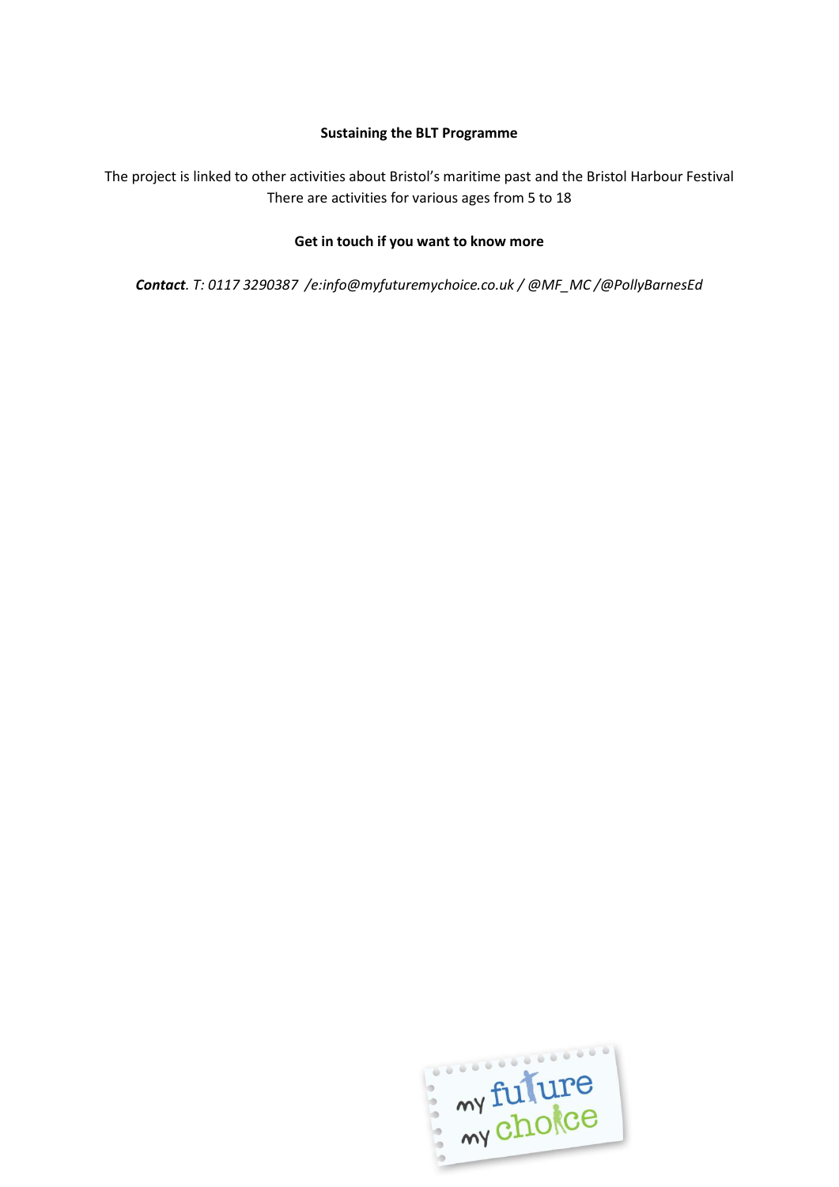**Sustaining the BLT Programme**

The project is linked to other activities about Bristol's maritime past and the Bristol Harbour Festival
There are activities for various ages from 5 to 18

**Get in touch if you want to know more**

***Contact****. T: 0117 3290387 /e:info@myfuturemychoice.co.uk / @MF_MC /@PollyBarnesEd*